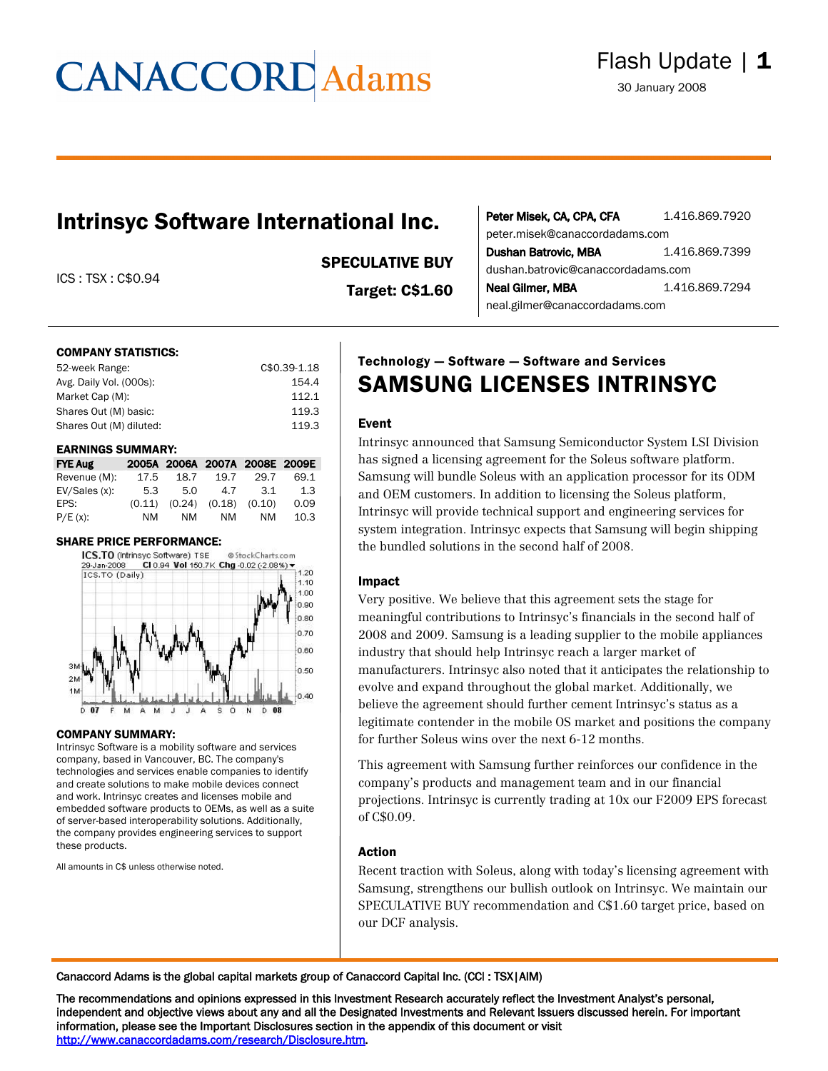# CANACCORD Adams

Flash Update

30 January 2008

## Intrinsyc Software International Inc.

ICS : TSX : C$0.94

**SPECULATIVE BUY**

**Target: C$1.60**

**Peter Misek, CA, CPA, CFA** 1.416.869.7920
peter.misek@canaccordadams.com

**Dushan Batrovic, MBA** 1.416.869.7399
dushan.batrovic@canaccordadams.com

**Neal Gilmer, MBA** 1.416.869.7294
neal.gilmer@canaccordadams.com

**COMPANY STATISTICS:**

| | |
|---|---|
| 52-week Range: | C$0.39-1.18 |
| Avg. Daily Vol. (000s): | 154.4 |
| Market Cap (M): | 112.1 |
| Shares Out (M) basic: | 119.3 |
| Shares Out (M) diluted: | 119.3 |

**EARNINGS SUMMARY:**

| FYE Aug | 2005A | 2006A | 2007A | 2008E | 2009E |
|---|---|---|---|---|---|
| Revenue (M): | 17.5 | 18.7 | 19.7 | 29.7 | 69.1 |
| EV/Sales (x): | 5.3 | 5.0 | 4.7 | 3.1 | 1.3 |
| EPS: | (0.11) | (0.24) | (0.18) | (0.10) | 0.09 |
| P/E (x): | NM | NM | NM | NM | 10.3 |

**SHARE PRICE PERFORMANCE:**

**COMPANY SUMMARY:**

Intrinsyc Software is a mobility software and services company, based in Vancouver, BC. The company's technologies and services enable companies to identify and create solutions to make mobile devices connect and work. Intrinsyc creates and licenses mobile and embedded software products to OEMs, as well as a suite of server-based interoperability solutions. Additionally, the company provides engineering services to support these products.

All amounts in C$ unless otherwise noted.

### Technology — Software — Software and Services

## SAMSUNG LICENSES INTRINSYC

### Event

Intrinsyc announced that Samsung Semiconductor System LSI Division has signed a licensing agreement for the Soleus software platform. Samsung will bundle Soleus with an application processor for its ODM and OEM customers. In addition to licensing the Soleus platform, Intrinsyc will provide technical support and engineering services for system integration. Intrinsyc expects that Samsung will begin shipping the bundled solutions in the second half of 2008.

### Impact

Very positive. We believe that this agreement sets the stage for meaningful contributions to Intrinsyc's financials in the second half of 2008 and 2009. Samsung is a leading supplier to the mobile appliances industry that should help Intrinsyc reach a larger market of manufacturers. Intrinsyc also noted that it anticipates the relationship to evolve and expand throughout the global market. Additionally, we believe the agreement should further cement Intrinsyc's status as a legitimate contender in the mobile OS market and positions the company for further Soleus wins over the next 6-12 months.

This agreement with Samsung further reinforces our confidence in the company's products and management team and in our financial projections. Intrinsyc is currently trading at 10x our F2009 EPS forecast of C$0.09.

### Action

Recent traction with Soleus, along with today's licensing agreement with Samsung, strengthens our bullish outlook on Intrinsyc. We maintain our SPECULATIVE BUY recommendation and C$1.60 target price, based on our DCF analysis.

Canaccord Adams is the global capital markets group of Canaccord Capital Inc. (CCI : TSX|AIM)

The recommendations and opinions expressed in this Investment Research accurately reflect the Investment Analyst's personal, independent and objective views about any and all the Designated Investments and Relevant Issuers discussed herein. For important information, please see the Important Disclosures section in the appendix of this document or visit http://www.canaccordadams.com/research/Disclosure.htm.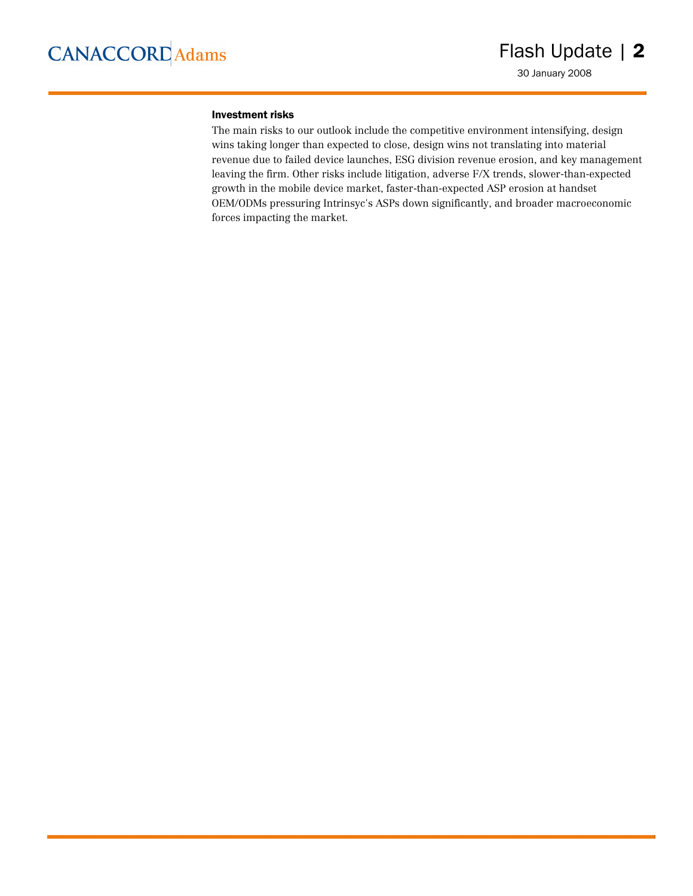### Investment risks

The main risks to our outlook include the competitive environment intensifying, design wins taking longer than expected to close, design wins not translating into material revenue due to failed device launches, ESG division revenue erosion, and key management leaving the firm. Other risks include litigation, adverse F/X trends, slower-than-expected growth in the mobile device market, faster-than-expected ASP erosion at handset OEM/ODMs pressuring Intrinsyc's ASPs down significantly, and broader macroeconomic forces impacting the market.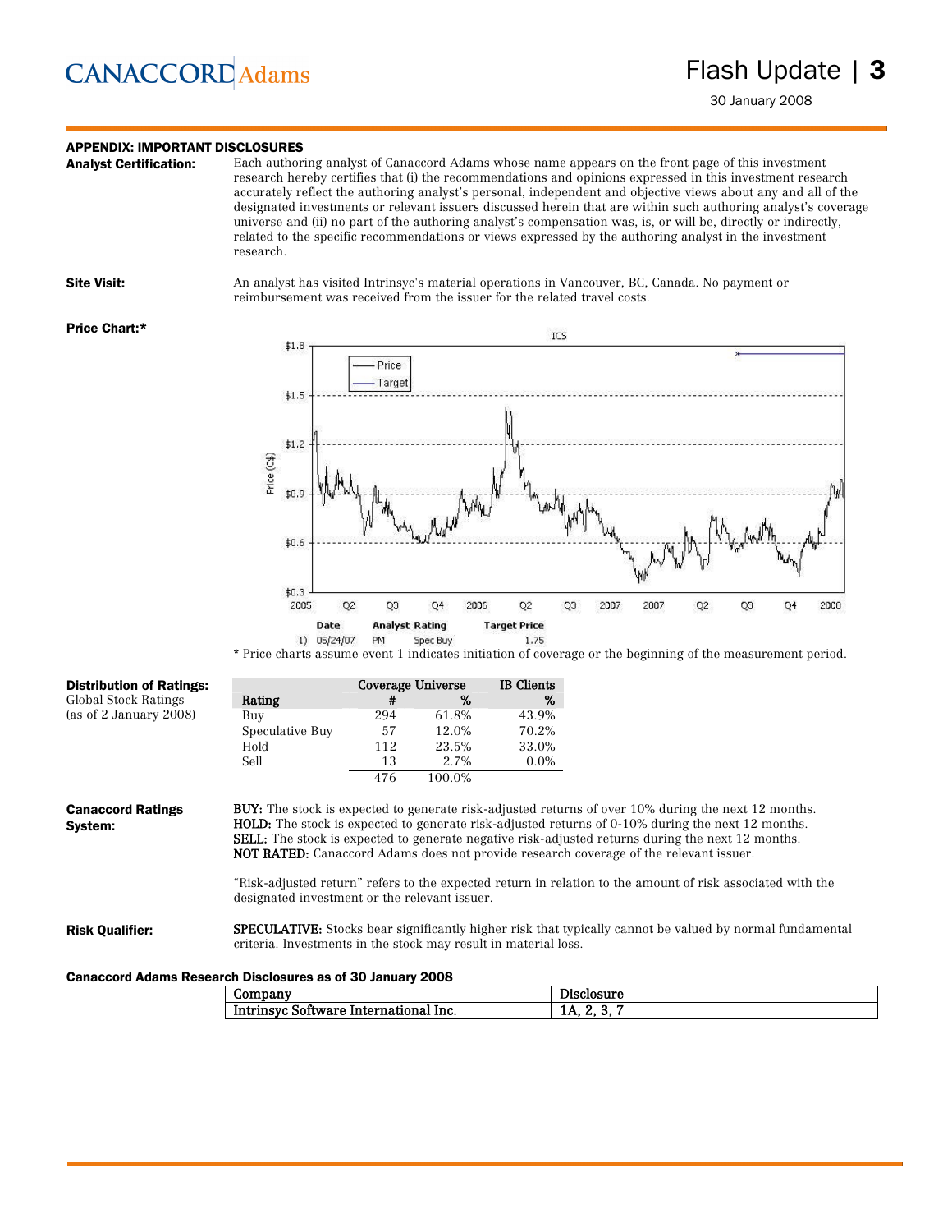## APPENDIX: IMPORTANT DISCLOSURES

**Analyst Certification:** Each authoring analyst of Canaccord Adams whose name appears on the front page of this investment research hereby certifies that (i) the recommendations and opinions expressed in this investment research accurately reflect the authoring analyst's personal, independent and objective views about any and all of the designated investments or relevant issuers discussed herein that are within such authoring analyst's coverage universe and (ii) no part of the authoring analyst's compensation was, is, or will be, directly or indirectly, related to the specific recommendations or views expressed by the authoring analyst in the investment research.

**Site Visit:** An analyst has visited Intrinsyc's material operations in Vancouver, BC, Canada. No payment or reimbursement was received from the issuer for the related travel costs.

**Price Chart:***

| | Date | Analyst | Rating | Target Price |
|---|---|---|---|---|
| 1) | 05/24/07 | PM | Spec Buy | 1.75 |

* Price charts assume event 1 indicates initiation of coverage or the beginning of the measurement period.

**Distribution of Ratings:**
Global Stock Ratings
(as of 2 January 2008)

| Rating | Coverage Universe # | Coverage Universe % | IB Clients % |
|---|---|---|---|
| Buy | 294 | 61.8% | 43.9% |
| Speculative Buy | 57 | 12.0% | 70.2% |
| Hold | 112 | 23.5% | 33.0% |
| Sell | 13 | 2.7% | 0.0% |
| | 476 | 100.0% | |

**Canaccord Ratings System:**

**BUY:** The stock is expected to generate risk-adjusted returns of over 10% during the next 12 months.
**HOLD:** The stock is expected to generate risk-adjusted returns of 0-10% during the next 12 months.
**SELL:** The stock is expected to generate negative risk-adjusted returns during the next 12 months.
**NOT RATED:** Canaccord Adams does not provide research coverage of the relevant issuer.

"Risk-adjusted return" refers to the expected return in relation to the amount of risk associated with the designated investment or the relevant issuer.

**Risk Qualifier:** **SPECULATIVE:** Stocks bear significantly higher risk that typically cannot be valued by normal fundamental criteria. Investments in the stock may result in material loss.

**Canaccord Adams Research Disclosures as of 30 January 2008**

| Company | Disclosure |
|---|---|
| Intrinsyc Software International Inc. | 1A, 2, 3, 7 |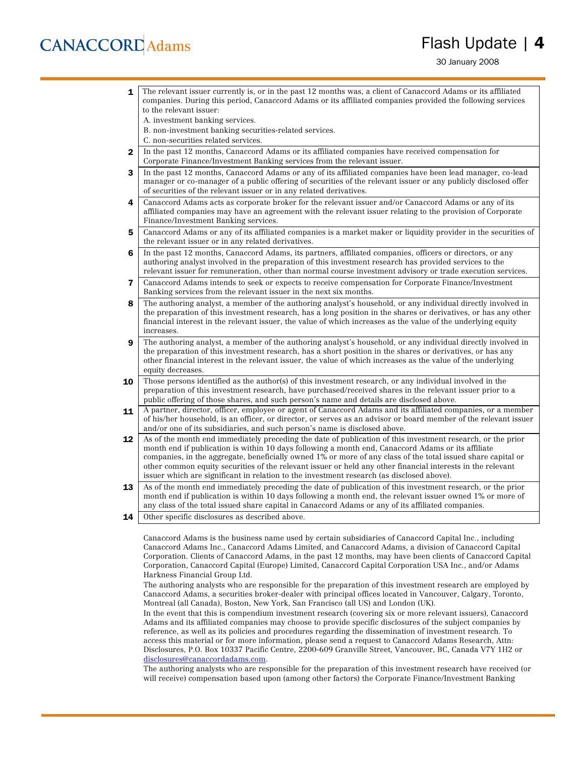| | |
|---|---|
| 1 | The relevant issuer currently is, or in the past 12 months was, a client of Canaccord Adams or its affiliated companies. During this period, Canaccord Adams or its affiliated companies provided the following services to the relevant issuer:<br>A. investment banking services.<br>B. non-investment banking securities-related services.<br>C. non-securities related services. |
| 2 | In the past 12 months, Canaccord Adams or its affiliated companies have received compensation for Corporate Finance/Investment Banking services from the relevant issuer. |
| 3 | In the past 12 months, Canaccord Adams or any of its affiliated companies have been lead manager, co-lead manager or co-manager of a public offering of securities of the relevant issuer or any publicly disclosed offer of securities of the relevant issuer or in any related derivatives. |
| 4 | Canaccord Adams acts as corporate broker for the relevant issuer and/or Canaccord Adams or any of its affiliated companies may have an agreement with the relevant issuer relating to the provision of Corporate Finance/Investment Banking services. |
| 5 | Canaccord Adams or any of its affiliated companies is a market maker or liquidity provider in the securities of the relevant issuer or in any related derivatives. |
| 6 | In the past 12 months, Canaccord Adams, its partners, affiliated companies, officers or directors, or any authoring analyst involved in the preparation of this investment research has provided services to the relevant issuer for remuneration, other than normal course investment advisory or trade execution services. |
| 7 | Canaccord Adams intends to seek or expects to receive compensation for Corporate Finance/Investment Banking services from the relevant issuer in the next six months. |
| 8 | The authoring analyst, a member of the authoring analyst's household, or any individual directly involved in the preparation of this investment research, has a long position in the shares or derivatives, or has any other financial interest in the relevant issuer, the value of which increases as the value of the underlying equity increases. |
| 9 | The authoring analyst, a member of the authoring analyst's household, or any individual directly involved in the preparation of this investment research, has a short position in the shares or derivatives, or has any other financial interest in the relevant issuer, the value of which increases as the value of the underlying equity decreases. |
| 10 | Those persons identified as the author(s) of this investment research, or any individual involved in the preparation of this investment research, have purchased/received shares in the relevant issuer prior to a public offering of those shares, and such person's name and details are disclosed above. |
| 11 | A partner, director, officer, employee or agent of Canaccord Adams and its affiliated companies, or a member of his/her household, is an officer, or director, or serves as an advisor or board member of the relevant issuer and/or one of its subsidiaries, and such person's name is disclosed above. |
| 12 | As of the month end immediately preceding the date of publication of this investment research, or the prior month end if publication is within 10 days following a month end, Canaccord Adams or its affiliate companies, in the aggregate, beneficially owned 1% or more of any class of the total issued share capital or other common equity securities of the relevant issuer or held any other financial interests in the relevant issuer which are significant in relation to the investment research (as disclosed above). |
| 13 | As of the month end immediately preceding the date of publication of this investment research, or the prior month end if publication is within 10 days following a month end, the relevant issuer owned 1% or more of any class of the total issued share capital in Canaccord Adams or any of its affiliated companies. |
| 14 | Other specific disclosures as described above. |

Canaccord Adams is the business name used by certain subsidiaries of Canaccord Capital Inc., including Canaccord Adams Inc., Canaccord Adams Limited, and Canaccord Adams, a division of Canaccord Capital Corporation. Clients of Canaccord Adams, in the past 12 months, may have been clients of Canaccord Capital Corporation, Canaccord Capital (Europe) Limited, Canaccord Capital Corporation USA Inc., and/or Adams Harkness Financial Group Ltd.

The authoring analysts who are responsible for the preparation of this investment research are employed by Canaccord Adams, a securities broker-dealer with principal offices located in Vancouver, Calgary, Toronto, Montreal (all Canada), Boston, New York, San Francisco (all US) and London (UK).

In the event that this is compendium investment research (covering six or more relevant issuers), Canaccord Adams and its affiliated companies may choose to provide specific disclosures of the subject companies by reference, as well as its policies and procedures regarding the dissemination of investment research. To access this material or for more information, please send a request to Canaccord Adams Research, Attn: Disclosures, P.O. Box 10337 Pacific Centre, 2200-609 Granville Street, Vancouver, BC, Canada V7Y 1H2 or disclosures@canaccordadams.com.

The authoring analysts who are responsible for the preparation of this investment research have received (or will receive) compensation based upon (among other factors) the Corporate Finance/Investment Banking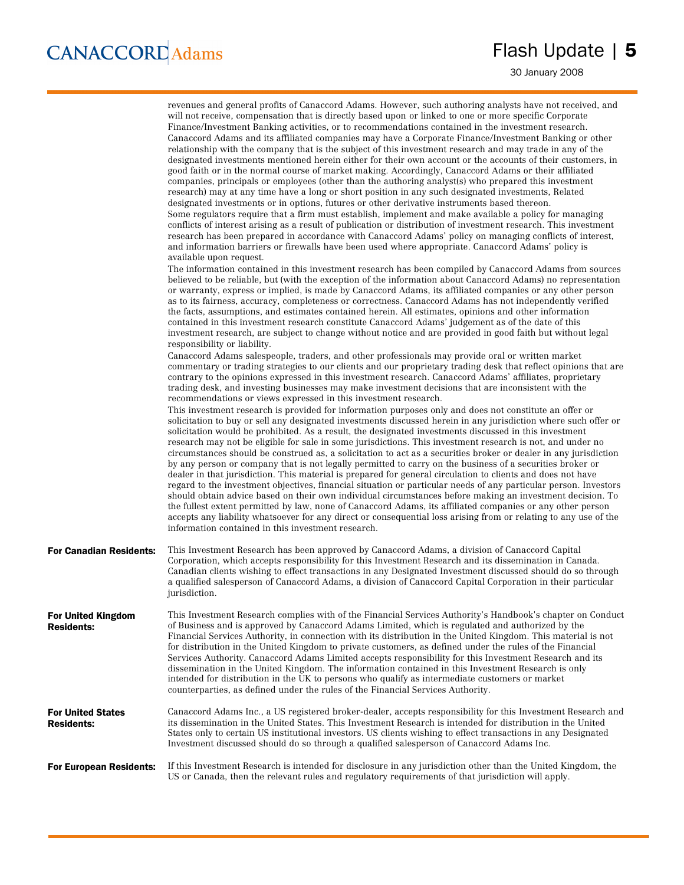revenues and general profits of Canaccord Adams. However, such authoring analysts have not received, and will not receive, compensation that is directly based upon or linked to one or more specific Corporate Finance/Investment Banking activities, or to recommendations contained in the investment research. Canaccord Adams and its affiliated companies may have a Corporate Finance/Investment Banking or other relationship with the company that is the subject of this investment research and may trade in any of the designated investments mentioned herein either for their own account or the accounts of their customers, in good faith or in the normal course of market making. Accordingly, Canaccord Adams or their affiliated companies, principals or employees (other than the authoring analyst(s) who prepared this investment research) may at any time have a long or short position in any such designated investments, Related designated investments or in options, futures or other derivative instruments based thereon.

Some regulators require that a firm must establish, implement and make available a policy for managing conflicts of interest arising as a result of publication or distribution of investment research. This investment research has been prepared in accordance with Canaccord Adams' policy on managing conflicts of interest, and information barriers or firewalls have been used where appropriate. Canaccord Adams' policy is available upon request.

The information contained in this investment research has been compiled by Canaccord Adams from sources believed to be reliable, but (with the exception of the information about Canaccord Adams) no representation or warranty, express or implied, is made by Canaccord Adams, its affiliated companies or any other person as to its fairness, accuracy, completeness or correctness. Canaccord Adams has not independently verified the facts, assumptions, and estimates contained herein. All estimates, opinions and other information contained in this investment research constitute Canaccord Adams' judgement as of the date of this investment research, are subject to change without notice and are provided in good faith but without legal responsibility or liability.

Canaccord Adams salespeople, traders, and other professionals may provide oral or written market commentary or trading strategies to our clients and our proprietary trading desk that reflect opinions that are contrary to the opinions expressed in this investment research. Canaccord Adams' affiliates, proprietary trading desk, and investing businesses may make investment decisions that are inconsistent with the recommendations or views expressed in this investment research.

This investment research is provided for information purposes only and does not constitute an offer or solicitation to buy or sell any designated investments discussed herein in any jurisdiction where such offer or solicitation would be prohibited. As a result, the designated investments discussed in this investment research may not be eligible for sale in some jurisdictions. This investment research is not, and under no circumstances should be construed as, a solicitation to act as a securities broker or dealer in any jurisdiction by any person or company that is not legally permitted to carry on the business of a securities broker or dealer in that jurisdiction. This material is prepared for general circulation to clients and does not have regard to the investment objectives, financial situation or particular needs of any particular person. Investors should obtain advice based on their own individual circumstances before making an investment decision. To the fullest extent permitted by law, none of Canaccord Adams, its affiliated companies or any other person accepts any liability whatsoever for any direct or consequential loss arising from or relating to any use of the information contained in this investment research.

**For Canadian Residents:** This Investment Research has been approved by Canaccord Adams, a division of Canaccord Capital Corporation, which accepts responsibility for this Investment Research and its dissemination in Canada. Canadian clients wishing to effect transactions in any Designated Investment discussed should do so through a qualified salesperson of Canaccord Adams, a division of Canaccord Capital Corporation in their particular jurisdiction.

**For United Kingdom Residents:** This Investment Research complies with of the Financial Services Authority's Handbook's chapter on Conduct of Business and is approved by Canaccord Adams Limited, which is regulated and authorized by the Financial Services Authority, in connection with its distribution in the United Kingdom. This material is not for distribution in the United Kingdom to private customers, as defined under the rules of the Financial Services Authority. Canaccord Adams Limited accepts responsibility for this Investment Research and its dissemination in the United Kingdom. The information contained in this Investment Research is only intended for distribution in the UK to persons who qualify as intermediate customers or market counterparties, as defined under the rules of the Financial Services Authority.

**For United States Residents:** Canaccord Adams Inc., a US registered broker-dealer, accepts responsibility for this Investment Research and its dissemination in the United States. This Investment Research is intended for distribution in the United States only to certain US institutional investors. US clients wishing to effect transactions in any Designated Investment discussed should do so through a qualified salesperson of Canaccord Adams Inc.

**For European Residents:** If this Investment Research is intended for disclosure in any jurisdiction other than the United Kingdom, the US or Canada, then the relevant rules and regulatory requirements of that jurisdiction will apply.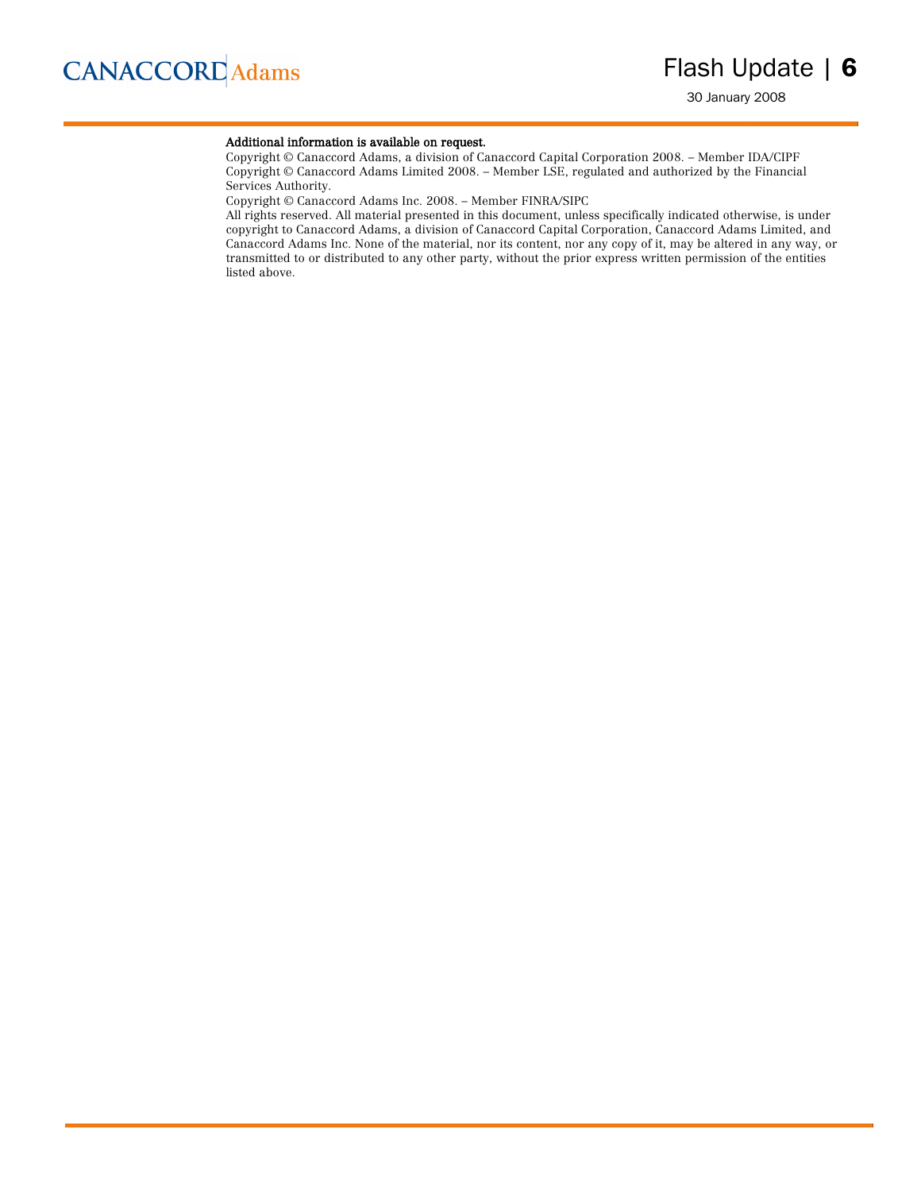**Additional information is available on request.**

Copyright © Canaccord Adams, a division of Canaccord Capital Corporation 2008. – Member IDA/CIPF

Copyright © Canaccord Adams Limited 2008. – Member LSE, regulated and authorized by the Financial Services Authority.

Copyright © Canaccord Adams Inc. 2008. – Member FINRA/SIPC

All rights reserved. All material presented in this document, unless specifically indicated otherwise, is under copyright to Canaccord Adams, a division of Canaccord Capital Corporation, Canaccord Adams Limited, and Canaccord Adams Inc. None of the material, nor its content, nor any copy of it, may be altered in any way, or transmitted to or distributed to any other party, without the prior express written permission of the entities listed above.